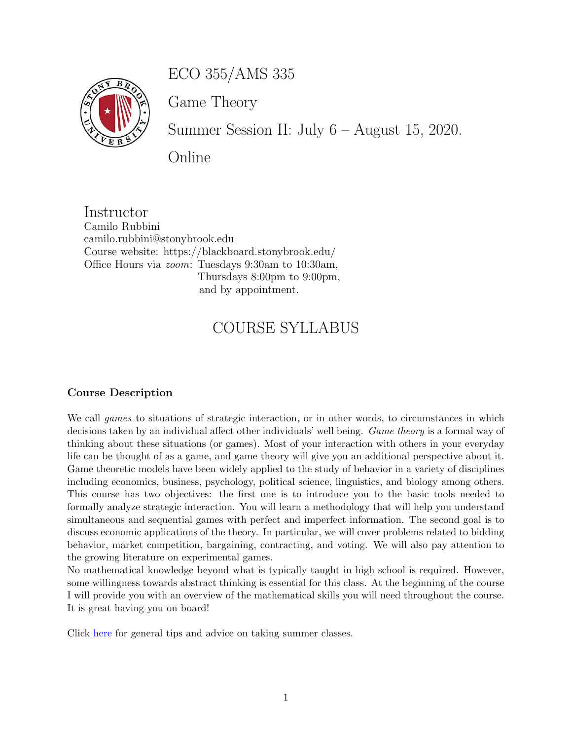# ECO 355/AMS 335

Game Theory

Summer Session II: July 6 – August 15, 2020.

Online

## Instructor

Camilo Rubbini
camilo.rubbini@stonybrook.edu
Course website: https://blackboard.stonybrook.edu/
Office Hours via *zoom*: Tuesdays 9:30am to 10:30am,
Thursdays 8:00pm to 9:00pm,
and by appointment.

# COURSE SYLLABUS

### Course Description

We call *games* to situations of strategic interaction, or in other words, to circumstances in which decisions taken by an individual affect other individuals' well being. *Game theory* is a formal way of thinking about these situations (or games). Most of your interaction with others in your everyday life can be thought of as a game, and game theory will give you an additional perspective about it. Game theoretic models have been widely applied to the study of behavior in a variety of disciplines including economics, business, psychology, political science, linguistics, and biology among others. This course has two objectives: the first one is to introduce you to the basic tools needed to formally analyze strategic interaction. You will learn a methodology that will help you understand simultaneous and sequential games with perfect and imperfect information. The second goal is to discuss economic applications of the theory. In particular, we will cover problems related to bidding behavior, market competition, bargaining, contracting, and voting. We will also pay attention to the growing literature on experimental games.
No mathematical knowledge beyond what is typically taught in high school is required. However, some willingness towards abstract thinking is essential for this class. At the beginning of the course I will provide you with an overview of the mathematical skills you will need throughout the course. It is great having you on board!

Click here for general tips and advice on taking summer classes.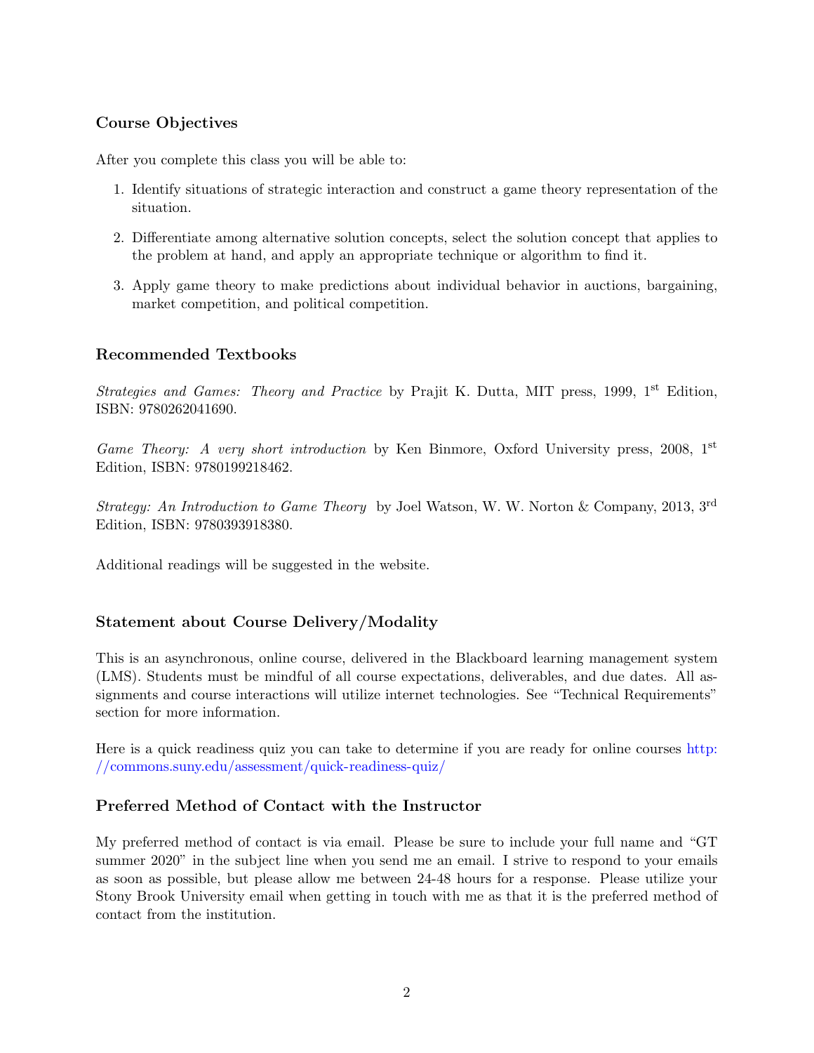### Course Objectives

After you complete this class you will be able to:

1. Identify situations of strategic interaction and construct a game theory representation of the situation.
2. Differentiate among alternative solution concepts, select the solution concept that applies to the problem at hand, and apply an appropriate technique or algorithm to find it.
3. Apply game theory to make predictions about individual behavior in auctions, bargaining, market competition, and political competition.

### Recommended Textbooks

*Strategies and Games: Theory and Practice* by Prajit K. Dutta, MIT press, 1999, 1st Edition, ISBN: 9780262041690.

*Game Theory: A very short introduction* by Ken Binmore, Oxford University press, 2008, 1st Edition, ISBN: 9780199218462.

*Strategy: An Introduction to Game Theory* by Joel Watson, W. W. Norton & Company, 2013, 3rd Edition, ISBN: 9780393918380.

Additional readings will be suggested in the website.

### Statement about Course Delivery/Modality

This is an asynchronous, online course, delivered in the Blackboard learning management system (LMS). Students must be mindful of all course expectations, deliverables, and due dates. All assignments and course interactions will utilize internet technologies. See "Technical Requirements" section for more information.

Here is a quick readiness quiz you can take to determine if you are ready for online courses http://commons.suny.edu/assessment/quick-readiness-quiz/

### Preferred Method of Contact with the Instructor

My preferred method of contact is via email. Please be sure to include your full name and "GT summer 2020" in the subject line when you send me an email. I strive to respond to your emails as soon as possible, but please allow me between 24-48 hours for a response. Please utilize your Stony Brook University email when getting in touch with me as that it is the preferred method of contact from the institution.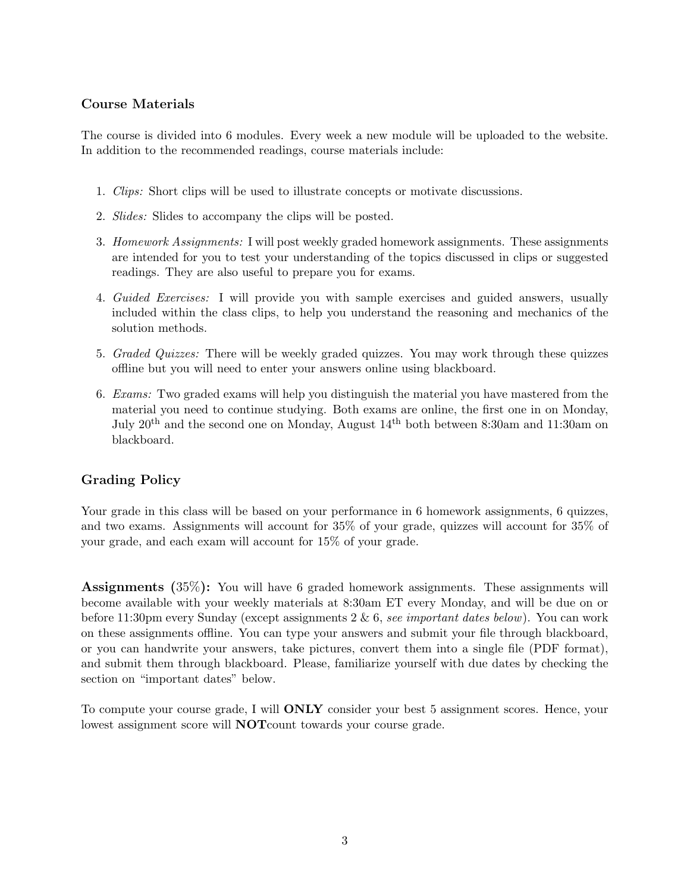## Course Materials

The course is divided into 6 modules. Every week a new module will be uploaded to the website. In addition to the recommended readings, course materials include:

1. *Clips:* Short clips will be used to illustrate concepts or motivate discussions.
2. *Slides:* Slides to accompany the clips will be posted.
3. *Homework Assignments:* I will post weekly graded homework assignments. These assignments are intended for you to test your understanding of the topics discussed in clips or suggested readings. They are also useful to prepare you for exams.
4. *Guided Exercises:* I will provide you with sample exercises and guided answers, usually included within the class clips, to help you understand the reasoning and mechanics of the solution methods.
5. *Graded Quizzes:* There will be weekly graded quizzes. You may work through these quizzes offline but you will need to enter your answers online using blackboard.
6. *Exams:* Two graded exams will help you distinguish the material you have mastered from the material you need to continue studying. Both exams are online, the first one in on Monday, July 20th and the second one on Monday, August 14th both between 8:30am and 11:30am on blackboard.

## Grading Policy

Your grade in this class will be based on your performance in 6 homework assignments, 6 quizzes, and two exams. Assignments will account for 35% of your grade, quizzes will account for 35% of your grade, and each exam will account for 15% of your grade.

**Assignments (35%):** You will have 6 graded homework assignments. These assignments will become available with your weekly materials at 8:30am ET every Monday, and will be due on or before 11:30pm every Sunday (except assignments 2 & 6, *see important dates below*). You can work on these assignments offline. You can type your answers and submit your file through blackboard, or you can handwrite your answers, take pictures, convert them into a single file (PDF format), and submit them through blackboard. Please, familiarize yourself with due dates by checking the section on "important dates" below.

To compute your course grade, I will **ONLY** consider your best 5 assignment scores. Hence, your lowest assignment score will **NOT**count towards your course grade.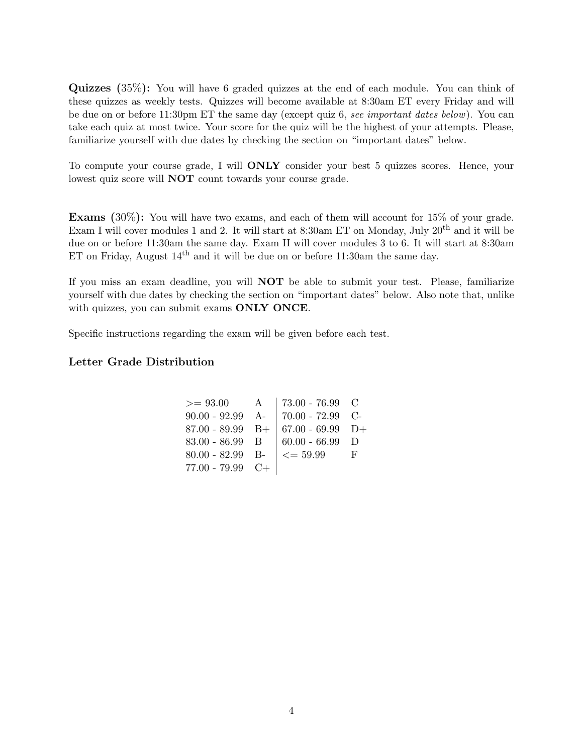**Quizzes (35%):** You will have 6 graded quizzes at the end of each module. You can think of these quizzes as weekly tests. Quizzes will become available at 8:30am ET every Friday and will be due on or before 11:30pm ET the same day (except quiz 6, *see important dates below*). You can take each quiz at most twice. Your score for the quiz will be the highest of your attempts. Please, familiarize yourself with due dates by checking the section on "important dates" below.

To compute your course grade, I will **ONLY** consider your best 5 quizzes scores. Hence, your lowest quiz score will **NOT** count towards your course grade.

**Exams (30%):** You will have two exams, and each of them will account for 15% of your grade. Exam I will cover modules 1 and 2. It will start at 8:30am ET on Monday, July 20th and it will be due on or before 11:30am the same day. Exam II will cover modules 3 to 6. It will start at 8:30am ET on Friday, August 14th and it will be due on or before 11:30am the same day.

If you miss an exam deadline, you will **NOT** be able to submit your test. Please, familiarize yourself with due dates by checking the section on "important dates" below. Also note that, unlike with quizzes, you can submit exams **ONLY ONCE**.

Specific instructions regarding the exam will be given before each test.

### Letter Grade Distribution

| Range | Grade | Range | Grade |
|---|---|---|---|
| >= 93.00 | A | 73.00 - 76.99 | C |
| 90.00 - 92.99 | A- | 70.00 - 72.99 | C- |
| 87.00 - 89.99 | B+ | 67.00 - 69.99 | D+ |
| 83.00 - 86.99 | B | 60.00 - 66.99 | D |
| 80.00 - 82.99 | B- | <= 59.99 | F |
| 77.00 - 79.99 | C+ | | |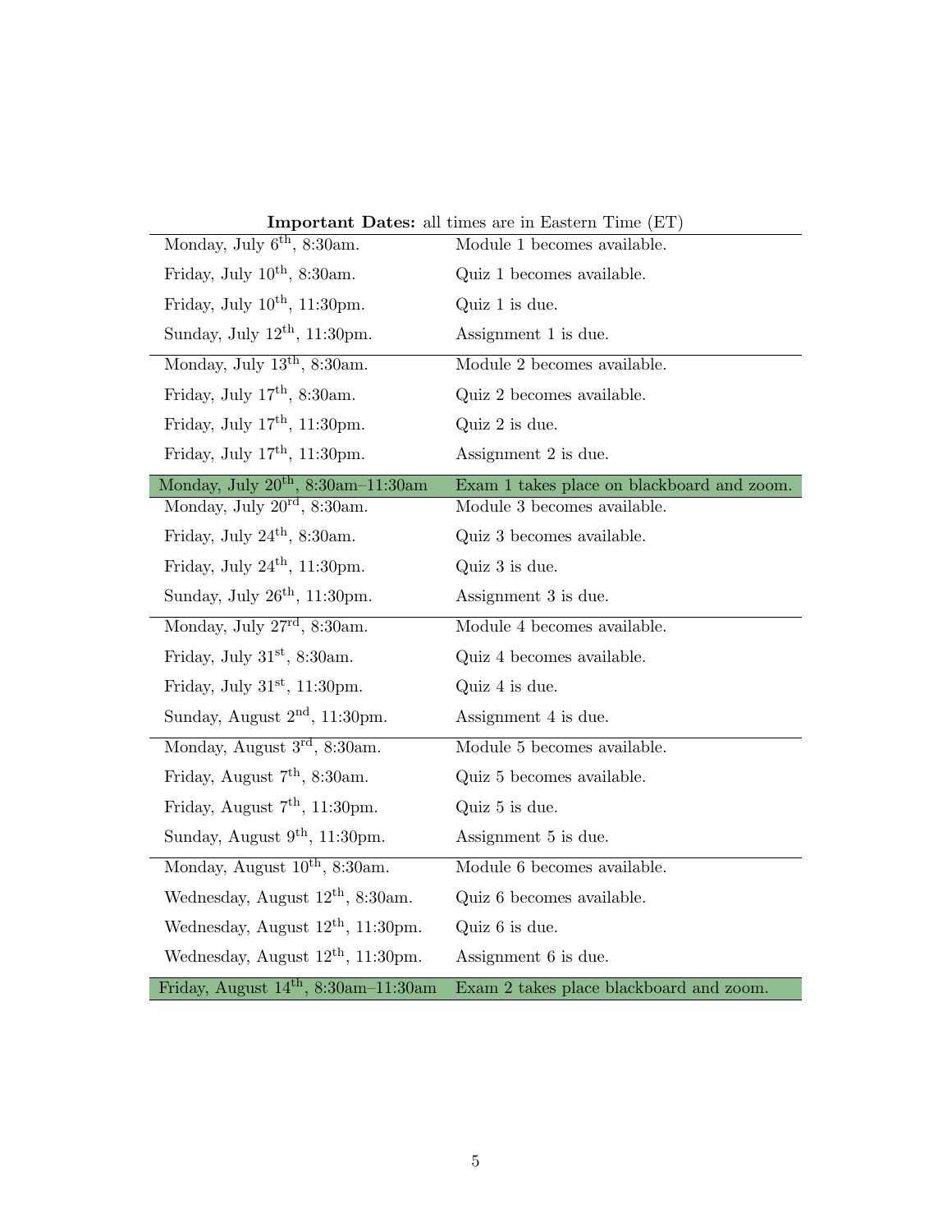**Important Dates:** all times are in Eastern Time (ET)

| Date | Event |
|---|---|
| Monday, July 6th, 8:30am. | Module 1 becomes available. |
| Friday, July 10th, 8:30am. | Quiz 1 becomes available. |
| Friday, July 10th, 11:30pm. | Quiz 1 is due. |
| Sunday, July 12th, 11:30pm. | Assignment 1 is due. |
| Monday, July 13th, 8:30am. | Module 2 becomes available. |
| Friday, July 17th, 8:30am. | Quiz 2 becomes available. |
| Friday, July 17th, 11:30pm. | Quiz 2 is due. |
| Friday, July 17th, 11:30pm. | Assignment 2 is due. |
| Monday, July 20th, 8:30am–11:30am | Exam 1 takes place on blackboard and zoom. |
| Monday, July 20rd, 8:30am. | Module 3 becomes available. |
| Friday, July 24th, 8:30am. | Quiz 3 becomes available. |
| Friday, July 24th, 11:30pm. | Quiz 3 is due. |
| Sunday, July 26th, 11:30pm. | Assignment 3 is due. |
| Monday, July 27rd, 8:30am. | Module 4 becomes available. |
| Friday, July 31st, 8:30am. | Quiz 4 becomes available. |
| Friday, July 31st, 11:30pm. | Quiz 4 is due. |
| Sunday, August 2nd, 11:30pm. | Assignment 4 is due. |
| Monday, August 3rd, 8:30am. | Module 5 becomes available. |
| Friday, August 7th, 8:30am. | Quiz 5 becomes available. |
| Friday, August 7th, 11:30pm. | Quiz 5 is due. |
| Sunday, August 9th, 11:30pm. | Assignment 5 is due. |
| Monday, August 10th, 8:30am. | Module 6 becomes available. |
| Wednesday, August 12th, 8:30am. | Quiz 6 becomes available. |
| Wednesday, August 12th, 11:30pm. | Quiz 6 is due. |
| Wednesday, August 12th, 11:30pm. | Assignment 6 is due. |
| Friday, August 14th, 8:30am–11:30am | Exam 2 takes place blackboard and zoom. |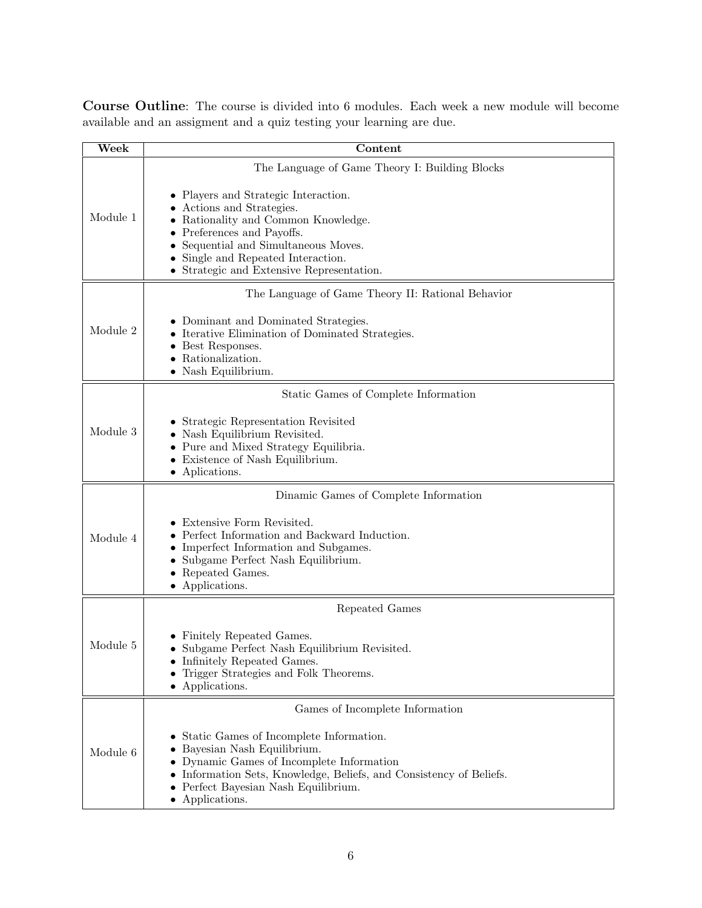**Course Outline**: The course is divided into 6 modules. Each week a new module will become available and an assigment and a quiz testing your learning are due.

| Week | Content |
|---|---|
| Module 1 | The Language of Game Theory I: Building Blocks<br>• Players and Strategic Interaction.<br>• Actions and Strategies.<br>• Rationality and Common Knowledge.<br>• Preferences and Payoffs.<br>• Sequential and Simultaneous Moves.<br>• Single and Repeated Interaction.<br>• Strategic and Extensive Representation. |
| Module 2 | The Language of Game Theory II: Rational Behavior<br>• Dominant and Dominated Strategies.<br>• Iterative Elimination of Dominated Strategies.<br>• Best Responses.<br>• Rationalization.<br>• Nash Equilibrium. |
| Module 3 | Static Games of Complete Information<br>• Strategic Representation Revisited<br>• Nash Equilibrium Revisited.<br>• Pure and Mixed Strategy Equilibria.<br>• Existence of Nash Equilibrium.<br>• Aplications. |
| Module 4 | Dinamic Games of Complete Information<br>• Extensive Form Revisited.<br>• Perfect Information and Backward Induction.<br>• Imperfect Information and Subgames.<br>• Subgame Perfect Nash Equilibrium.<br>• Repeated Games.<br>• Applications. |
| Module 5 | Repeated Games<br>• Finitely Repeated Games.<br>• Subgame Perfect Nash Equilibrium Revisited.<br>• Infinitely Repeated Games.<br>• Trigger Strategies and Folk Theorems.<br>• Applications. |
| Module 6 | Games of Incomplete Information<br>• Static Games of Incomplete Information.<br>• Bayesian Nash Equilibrium.<br>• Dynamic Games of Incomplete Information<br>• Information Sets, Knowledge, Beliefs, and Consistency of Beliefs.<br>• Perfect Bayesian Nash Equilibrium.<br>• Applications. |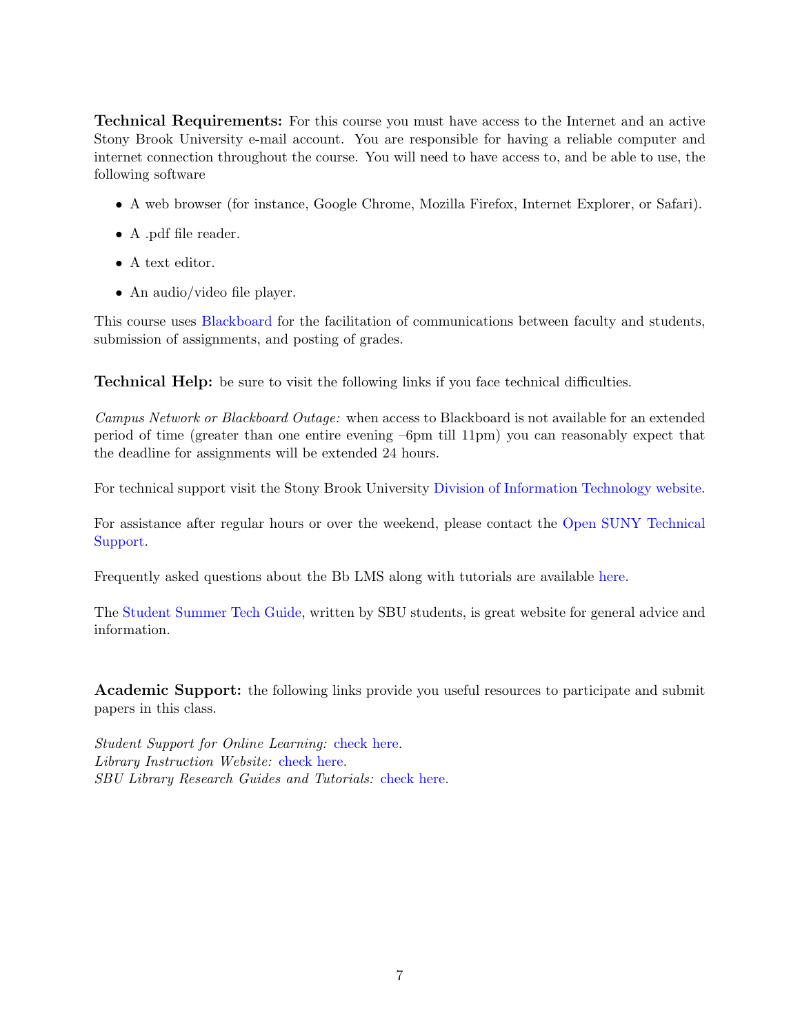**Technical Requirements:** For this course you must have access to the Internet and an active Stony Brook University e-mail account. You are responsible for having a reliable computer and internet connection throughout the course. You will need to have access to, and be able to use, the following software

- A web browser (for instance, Google Chrome, Mozilla Firefox, Internet Explorer, or Safari).
- A .pdf file reader.
- A text editor.
- An audio/video file player.

This course uses Blackboard for the facilitation of communications between faculty and students, submission of assignments, and posting of grades.

**Technical Help:** be sure to visit the following links if you face technical difficulties.

*Campus Network or Blackboard Outage:* when access to Blackboard is not available for an extended period of time (greater than one entire evening –6pm till 11pm) you can reasonably expect that the deadline for assignments will be extended 24 hours.

For technical support visit the Stony Brook University Division of Information Technology website.

For assistance after regular hours or over the weekend, please contact the Open SUNY Technical Support.

Frequently asked questions about the Bb LMS along with tutorials are available here.

The Student Summer Tech Guide, written by SBU students, is great website for general advice and information.

**Academic Support:** the following links provide you useful resources to participate and submit papers in this class.

*Student Support for Online Learning:* check here.
*Library Instruction Website:* check here.
*SBU Library Research Guides and Tutorials:* check here.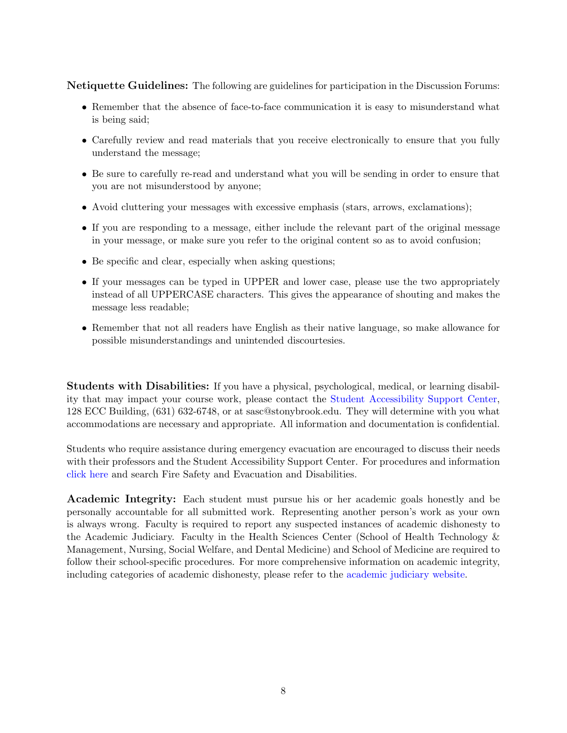**Netiquette Guidelines:** The following are guidelines for participation in the Discussion Forums:

- Remember that the absence of face-to-face communication it is easy to misunderstand what is being said;
- Carefully review and read materials that you receive electronically to ensure that you fully understand the message;
- Be sure to carefully re-read and understand what you will be sending in order to ensure that you are not misunderstood by anyone;
- Avoid cluttering your messages with excessive emphasis (stars, arrows, exclamations);
- If you are responding to a message, either include the relevant part of the original message in your message, or make sure you refer to the original content so as to avoid confusion;
- Be specific and clear, especially when asking questions;
- If your messages can be typed in UPPER and lower case, please use the two appropriately instead of all UPPERCASE characters. This gives the appearance of shouting and makes the message less readable;
- Remember that not all readers have English as their native language, so make allowance for possible misunderstandings and unintended discourtesies.

**Students with Disabilities:** If you have a physical, psychological, medical, or learning disability that may impact your course work, please contact the Student Accessibility Support Center, 128 ECC Building, (631) 632-6748, or at sasc@stonybrook.edu. They will determine with you what accommodations are necessary and appropriate. All information and documentation is confidential.

Students who require assistance during emergency evacuation are encouraged to discuss their needs with their professors and the Student Accessibility Support Center. For procedures and information click here and search Fire Safety and Evacuation and Disabilities.

**Academic Integrity:** Each student must pursue his or her academic goals honestly and be personally accountable for all submitted work. Representing another person's work as your own is always wrong. Faculty is required to report any suspected instances of academic dishonesty to the Academic Judiciary. Faculty in the Health Sciences Center (School of Health Technology & Management, Nursing, Social Welfare, and Dental Medicine) and School of Medicine are required to follow their school-specific procedures. For more comprehensive information on academic integrity, including categories of academic dishonesty, please refer to the academic judiciary website.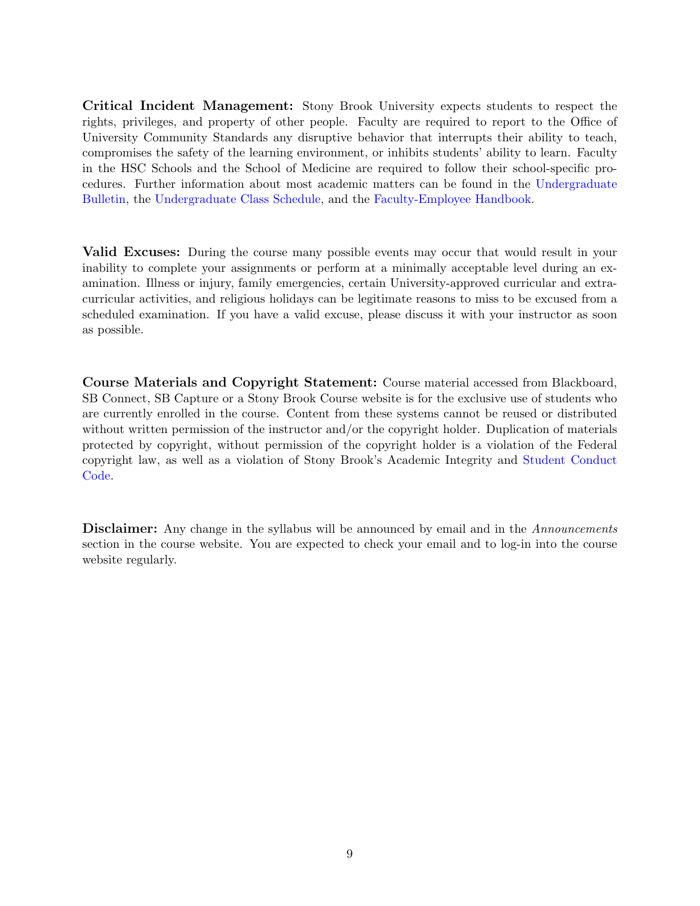**Critical Incident Management:** Stony Brook University expects students to respect the rights, privileges, and property of other people. Faculty are required to report to the Office of University Community Standards any disruptive behavior that interrupts their ability to teach, compromises the safety of the learning environment, or inhibits students' ability to learn. Faculty in the HSC Schools and the School of Medicine are required to follow their school-specific procedures. Further information about most academic matters can be found in the Undergraduate Bulletin, the Undergraduate Class Schedule, and the Faculty-Employee Handbook.

**Valid Excuses:** During the course many possible events may occur that would result in your inability to complete your assignments or perform at a minimally acceptable level during an examination. Illness or injury, family emergencies, certain University-approved curricular and extra-curricular activities, and religious holidays can be legitimate reasons to miss to be excused from a scheduled examination. If you have a valid excuse, please discuss it with your instructor as soon as possible.

**Course Materials and Copyright Statement:** Course material accessed from Blackboard, SB Connect, SB Capture or a Stony Brook Course website is for the exclusive use of students who are currently enrolled in the course. Content from these systems cannot be reused or distributed without written permission of the instructor and/or the copyright holder. Duplication of materials protected by copyright, without permission of the copyright holder is a violation of the Federal copyright law, as well as a violation of Stony Brook's Academic Integrity and Student Conduct Code.

**Disclaimer:** Any change in the syllabus will be announced by email and in the *Announcements* section in the course website. You are expected to check your email and to log-in into the course website regularly.